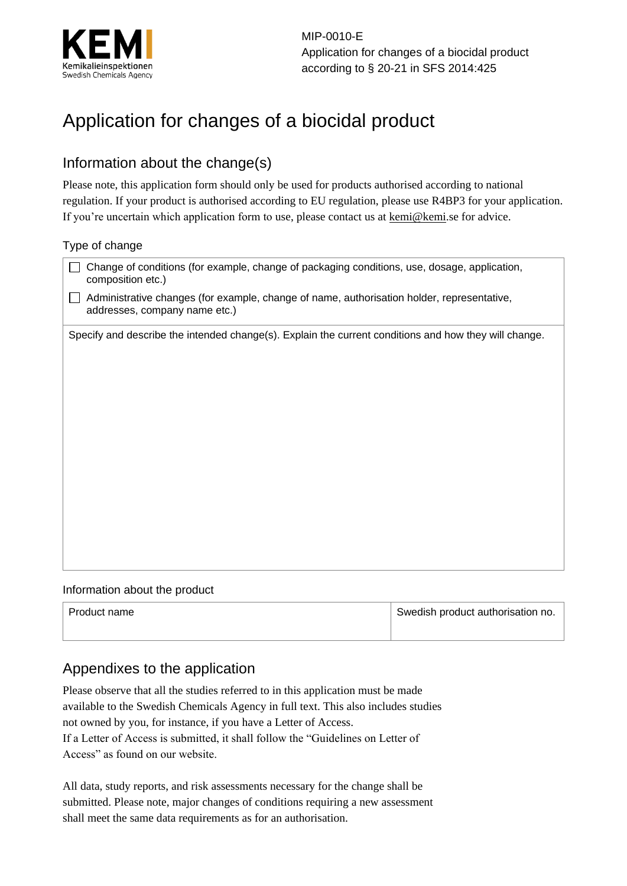KEMI
Kemikalieinspektionen
Swedish Chemicals Agency

MIP-0010-E
Application for changes of a biocidal product according to § 20-21 in SFS 2014:425

# Application for changes of a biocidal product

## Information about the change(s)

Please note, this application form should only be used for products authorised according to national regulation. If your product is authorised according to EU regulation, please use R4BP3 for your application. If you're uncertain which application form to use, please contact us at kemi@kemi.se for advice.

### Type of change

- ☐ Change of conditions (for example, change of packaging conditions, use, dosage, application, composition etc.)
- ☐ Administrative changes (for example, change of name, authorisation holder, representative, addresses, company name etc.)

Specify and describe the intended change(s). Explain the current conditions and how they will change.

### Information about the product

| Product name | Swedish product authorisation no. |
| --- | --- |
| | |

## Appendixes to the application

Please observe that all the studies referred to in this application must be made available to the Swedish Chemicals Agency in full text. This also includes studies not owned by you, for instance, if you have a Letter of Access.
If a Letter of Access is submitted, it shall follow the "Guidelines on Letter of Access" as found on our website.

All data, study reports, and risk assessments necessary for the change shall be submitted. Please note, major changes of conditions requiring a new assessment shall meet the same data requirements as for an authorisation.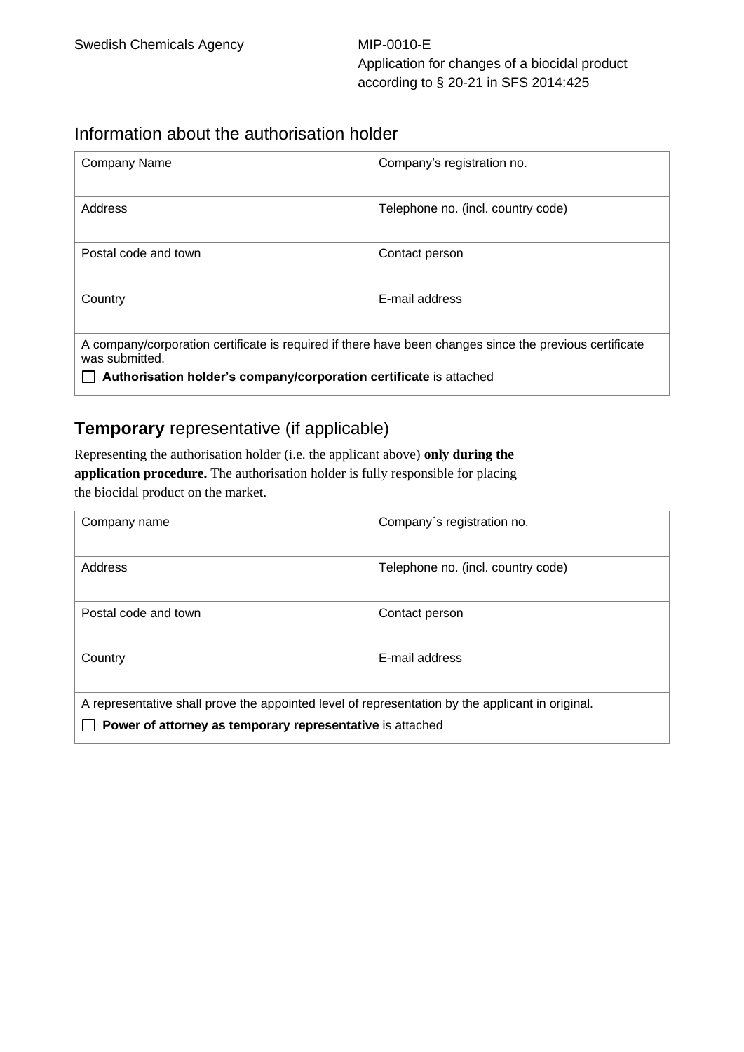## Information about the authorisation holder

| Company Name | Company's registration no. |
|---|---|
| Address | Telephone no. (incl. country code) |
| Postal code and town | Contact person |
| Country | E-mail address |

A company/corporation certificate is required if there have been changes since the previous certificate was submitted.

☐ **Authorisation holder's company/corporation certificate** is attached

## **Temporary** representative (if applicable)

Representing the authorisation holder (i.e. the applicant above) **only during the application procedure.** The authorisation holder is fully responsible for placing the biocidal product on the market.

| Company name | Company´s registration no. |
|---|---|
| Address | Telephone no. (incl. country code) |
| Postal code and town | Contact person |
| Country | E-mail address |

A representative shall prove the appointed level of representation by the applicant in original.

☐ **Power of attorney as temporary representative** is attached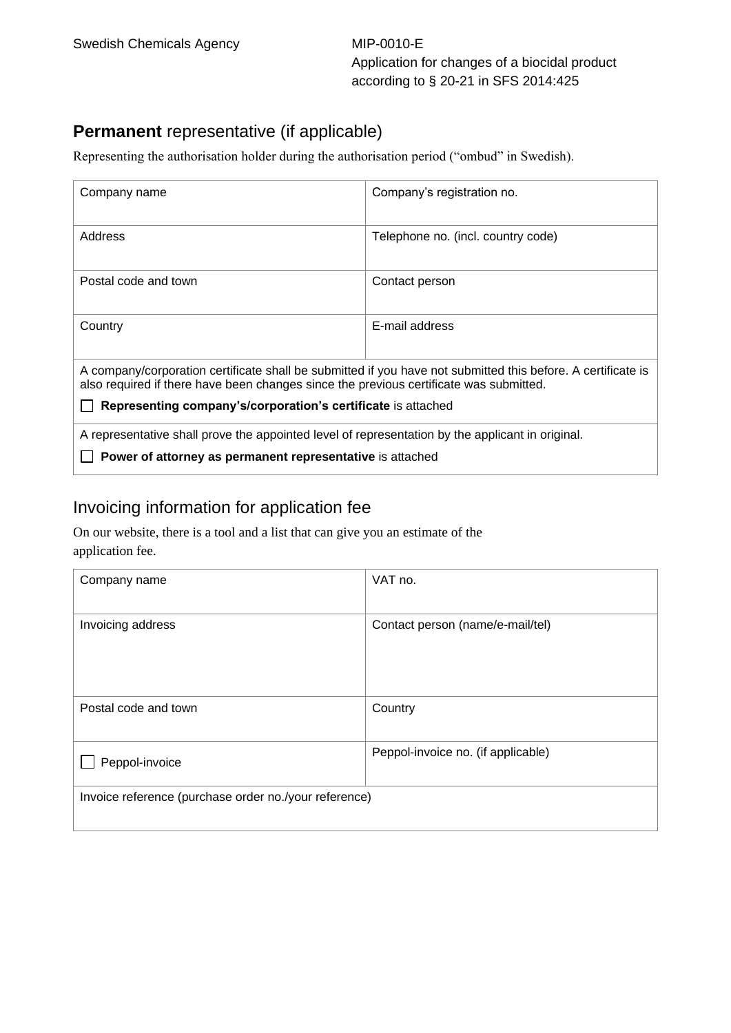## **Permanent** representative (if applicable)

Representing the authorisation holder during the authorisation period ("ombud" in Swedish).

| Company name | Company's registration no. |
|---|---|
| Address | Telephone no. (incl. country code) |
| Postal code and town | Contact person |
| Country | E-mail address |
| A company/corporation certificate shall be submitted if you have not submitted this before. A certificate is also required if there have been changes since the previous certificate was submitted.<br>☐ **Representing company's/corporation's certificate** is attached | |
| A representative shall prove the appointed level of representation by the applicant in original.<br>☐ **Power of attorney as permanent representative** is attached | |

## Invoicing information for application fee

On our website, there is a tool and a list that can give you an estimate of the application fee.

| Company name | VAT no. |
|---|---|
| Invoicing address | Contact person (name/e-mail/tel) |
| Postal code and town | Country |
| ☐ Peppol-invoice | Peppol-invoice no. (if applicable) |
| Invoice reference (purchase order no./your reference) | |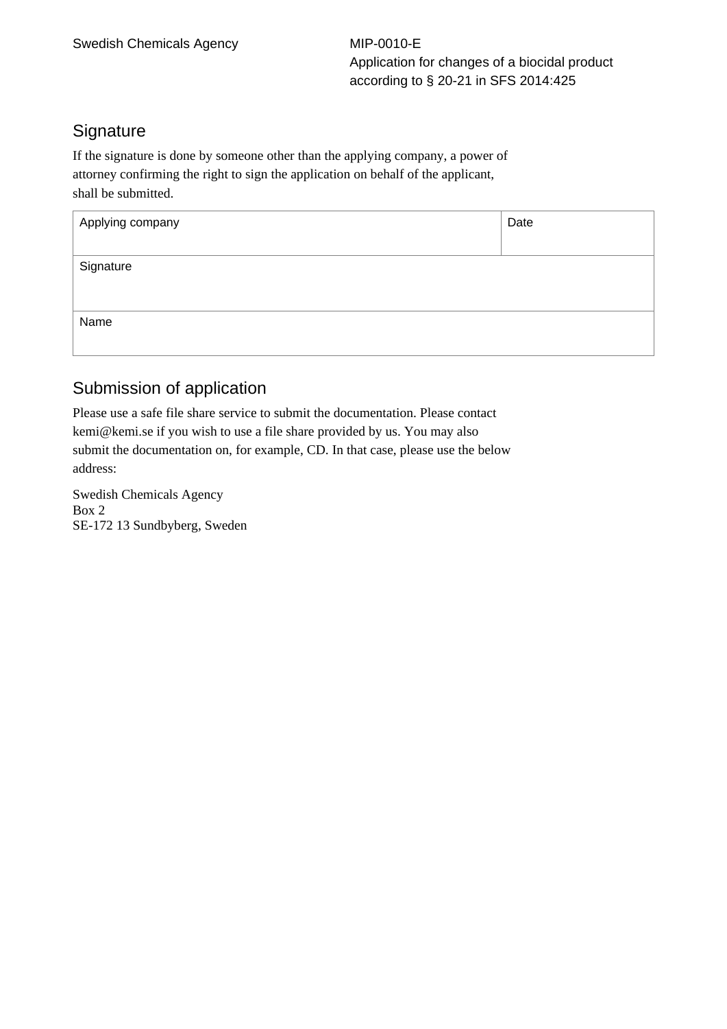## Signature

If the signature is done by someone other than the applying company, a power of attorney confirming the right to sign the application on behalf of the applicant, shall be submitted.

| Applying company | Date |
|---|---|
| Signature | |
| Name | |

## Submission of application

Please use a safe file share service to submit the documentation. Please contact kemi@kemi.se if you wish to use a file share provided by us. You may also submit the documentation on, for example, CD. In that case, please use the below address:

Swedish Chemicals Agency
Box 2
SE-172 13 Sundbyberg, Sweden